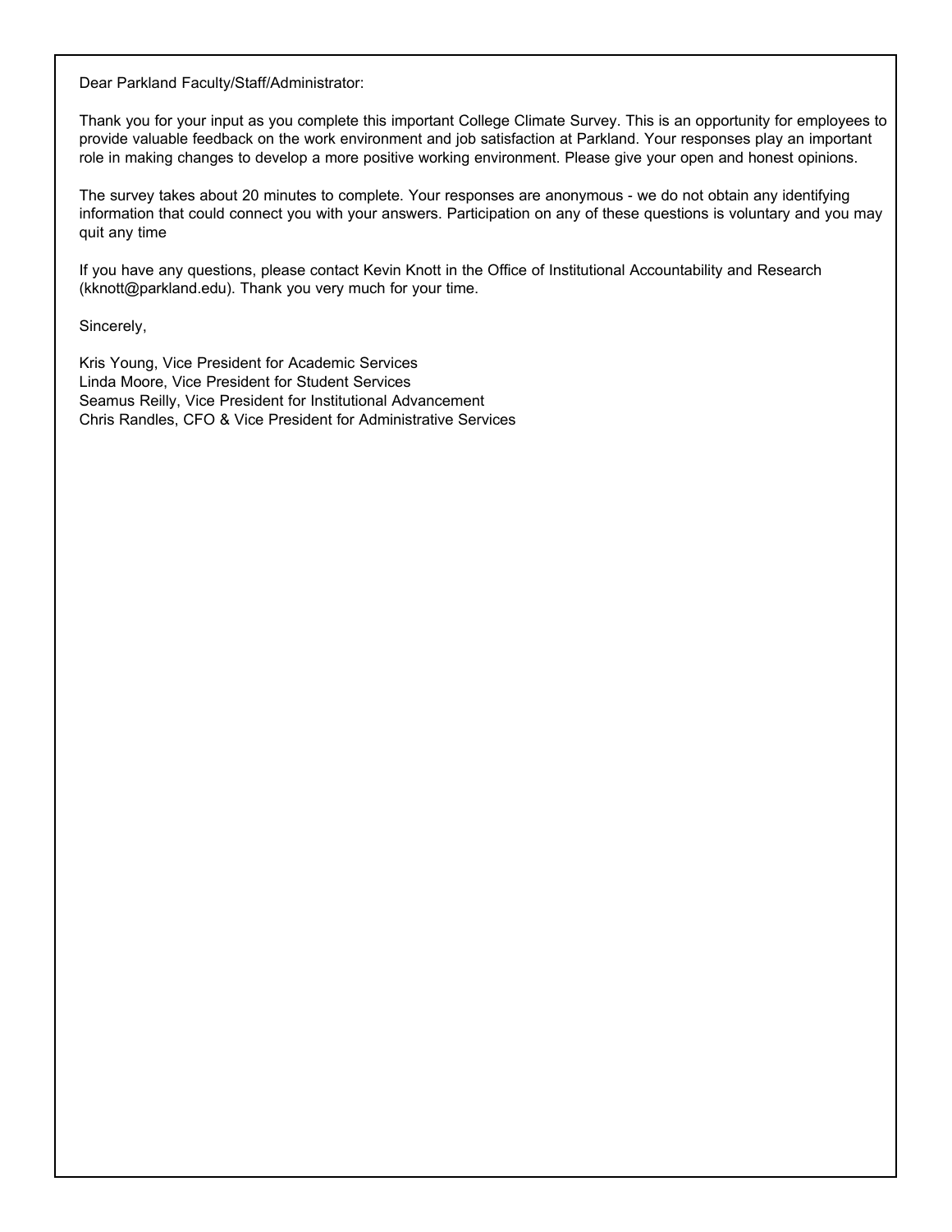Dear Parkland Faculty/Staff/Administrator:

Thank you for your input as you complete this important College Climate Survey. This is an opportunity for employees to provide valuable feedback on the work environment and job satisfaction at Parkland. Your responses play an important role in making changes to develop a more positive working environment. Please give your open and honest opinions.

The survey takes about 20 minutes to complete. Your responses are anonymous - we do not obtain any identifying information that could connect you with your answers. Participation on any of these questions is voluntary and you may quit any time

If you have any questions, please contact Kevin Knott in the Office of Institutional Accountability and Research (kknott@parkland.edu). Thank you very much for your time.

Sincerely,

Kris Young, Vice President for Academic Services  
Linda Moore, Vice President for Student Services  
Seamus Reilly, Vice President for Institutional Advancement  
Chris Randles, CFO & Vice President for Administrative Services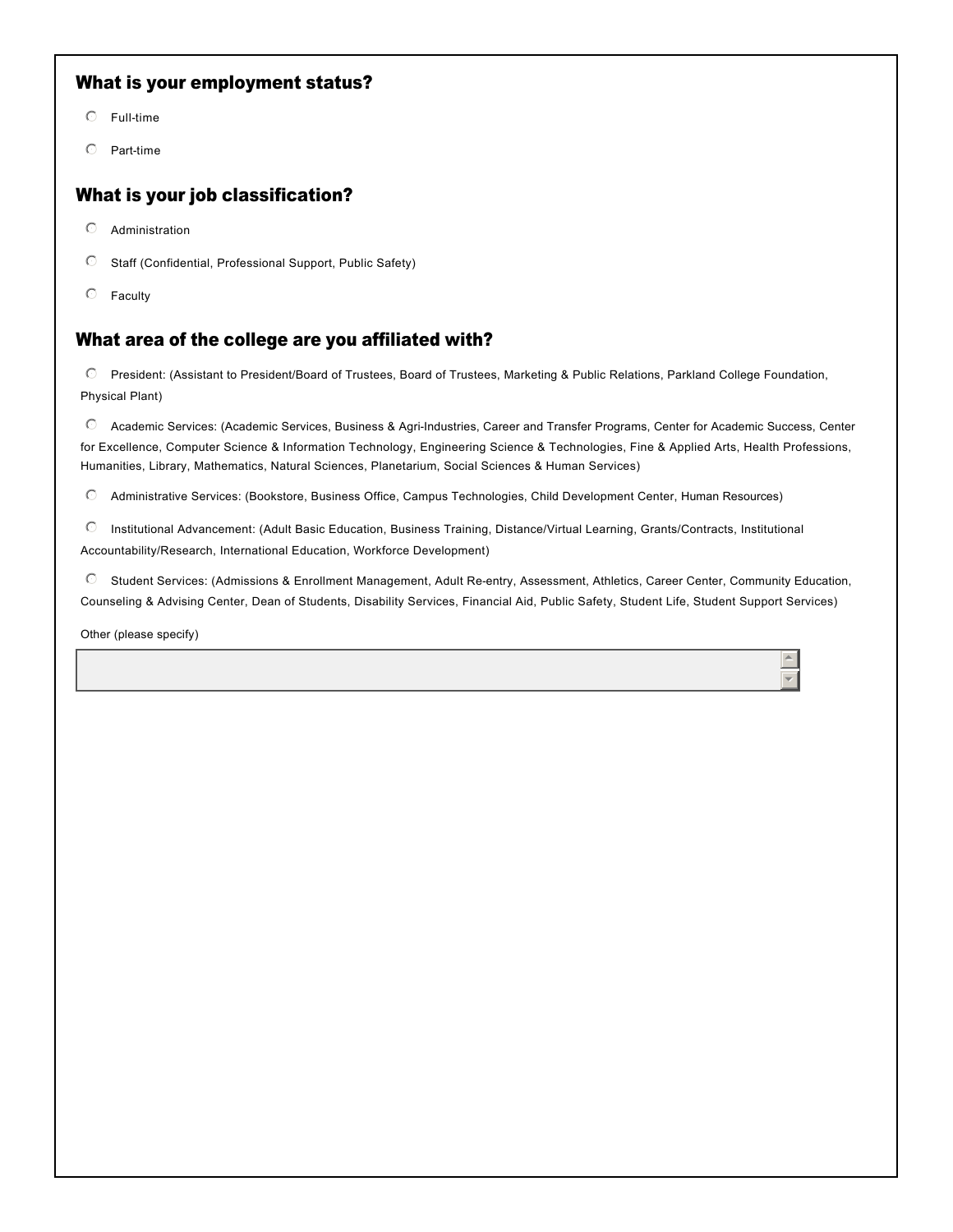## What is your employment status?

- Full-time
- Part-time

## What is your job classification?

- Administration
- Staff (Confidential, Professional Support, Public Safety)
- Faculty

## What area of the college are you affiliated with?

- President: (Assistant to President/Board of Trustees, Board of Trustees, Marketing & Public Relations, Parkland College Foundation, Physical Plant)
- Academic Services: (Academic Services, Business & Agri-Industries, Career and Transfer Programs, Center for Academic Success, Center for Excellence, Computer Science & Information Technology, Engineering Science & Technologies, Fine & Applied Arts, Health Professions, Humanities, Library, Mathematics, Natural Sciences, Planetarium, Social Sciences & Human Services)
- Administrative Services: (Bookstore, Business Office, Campus Technologies, Child Development Center, Human Resources)
- Institutional Advancement: (Adult Basic Education, Business Training, Distance/Virtual Learning, Grants/Contracts, Institutional Accountability/Research, International Education, Workforce Development)
- Student Services: (Admissions & Enrollment Management, Adult Re-entry, Assessment, Athletics, Career Center, Community Education, Counseling & Advising Center, Dean of Students, Disability Services, Financial Aid, Public Safety, Student Life, Student Support Services)

Other (please specify)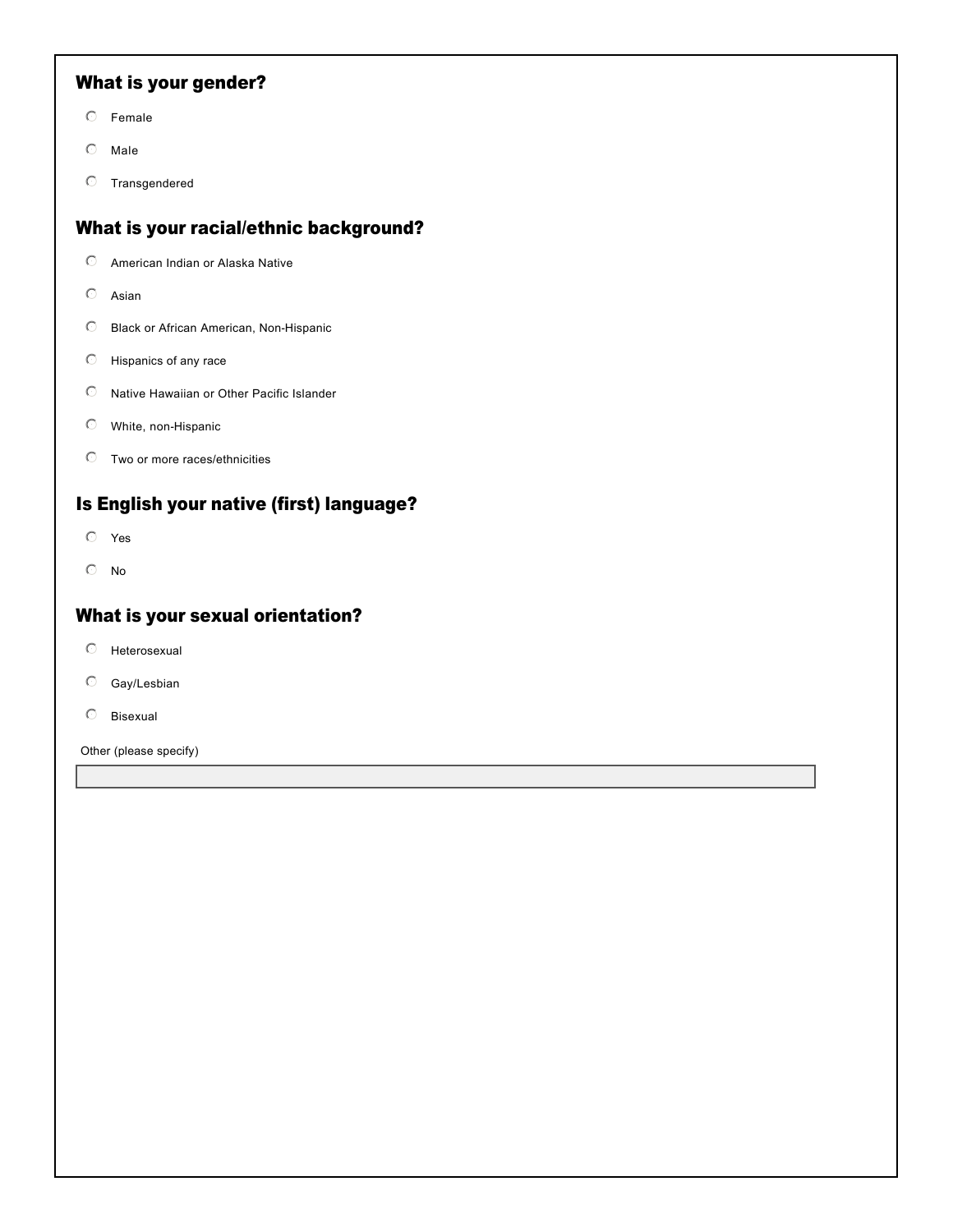## What is your gender?

- Female
- Male
- Transgendered

## What is your racial/ethnic background?

- American Indian or Alaska Native
- Asian
- Black or African American, Non-Hispanic
- Hispanics of any race
- Native Hawaiian or Other Pacific Islander
- White, non-Hispanic
- Two or more races/ethnicities

## Is English your native (first) language?

- Yes
- No

## What is your sexual orientation?

- Heterosexual
- Gay/Lesbian
- Bisexual

Other (please specify)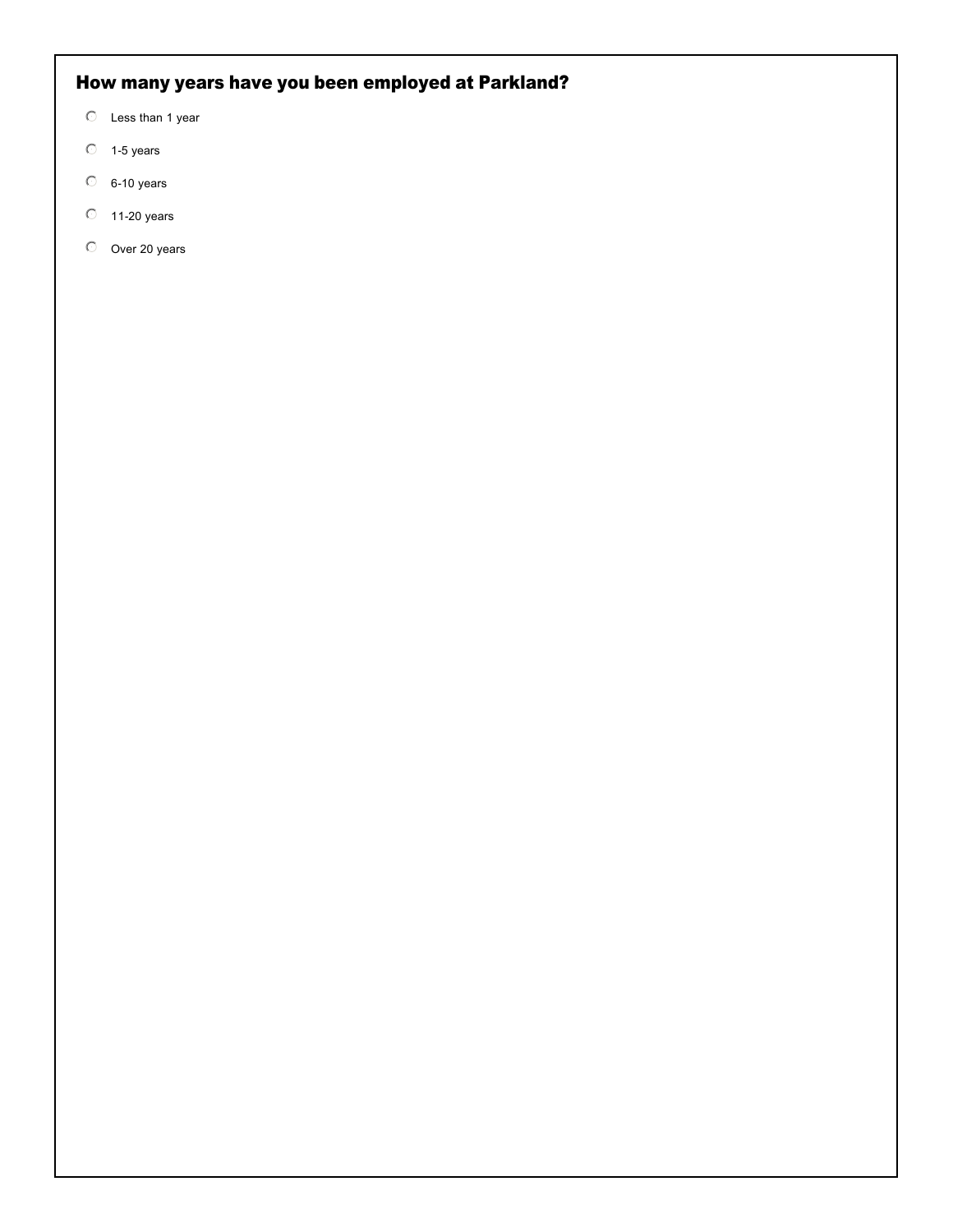## How many years have you been employed at Parkland?

- Less than 1 year
- 1-5 years
- 6-10 years
- 11-20 years
- Over 20 years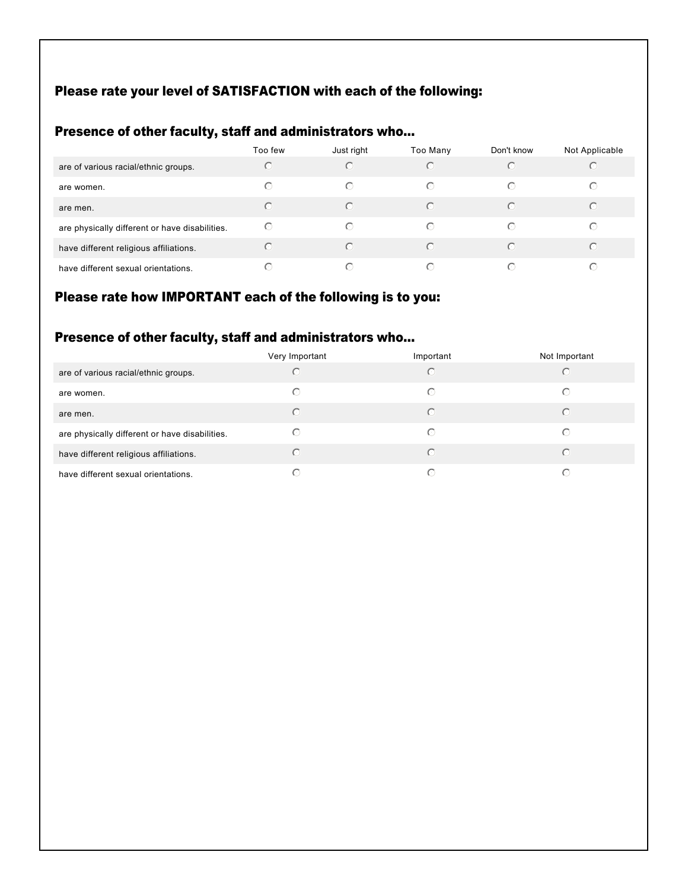## Please rate your level of SATISFACTION with each of the following:

### Presence of other faculty, staff and administrators who...

| | Too few | Just right | Too Many | Don't know | Not Applicable |
|---|---|---|---|---|---|
| are of various racial/ethnic groups. | ○ | ○ | ○ | ○ | ○ |
| are women. | ○ | ○ | ○ | ○ | ○ |
| are men. | ○ | ○ | ○ | ○ | ○ |
| are physically different or have disabilities. | ○ | ○ | ○ | ○ | ○ |
| have different religious affiliations. | ○ | ○ | ○ | ○ | ○ |
| have different sexual orientations. | ○ | ○ | ○ | ○ | ○ |

## Please rate how IMPORTANT each of the following is to you:

### Presence of other faculty, staff and administrators who...

| | Very Important | Important | Not Important |
|---|---|---|---|
| are of various racial/ethnic groups. | ○ | ○ | ○ |
| are women. | ○ | ○ | ○ |
| are men. | ○ | ○ | ○ |
| are physically different or have disabilities. | ○ | ○ | ○ |
| have different religious affiliations. | ○ | ○ | ○ |
| have different sexual orientations. | ○ | ○ | ○ |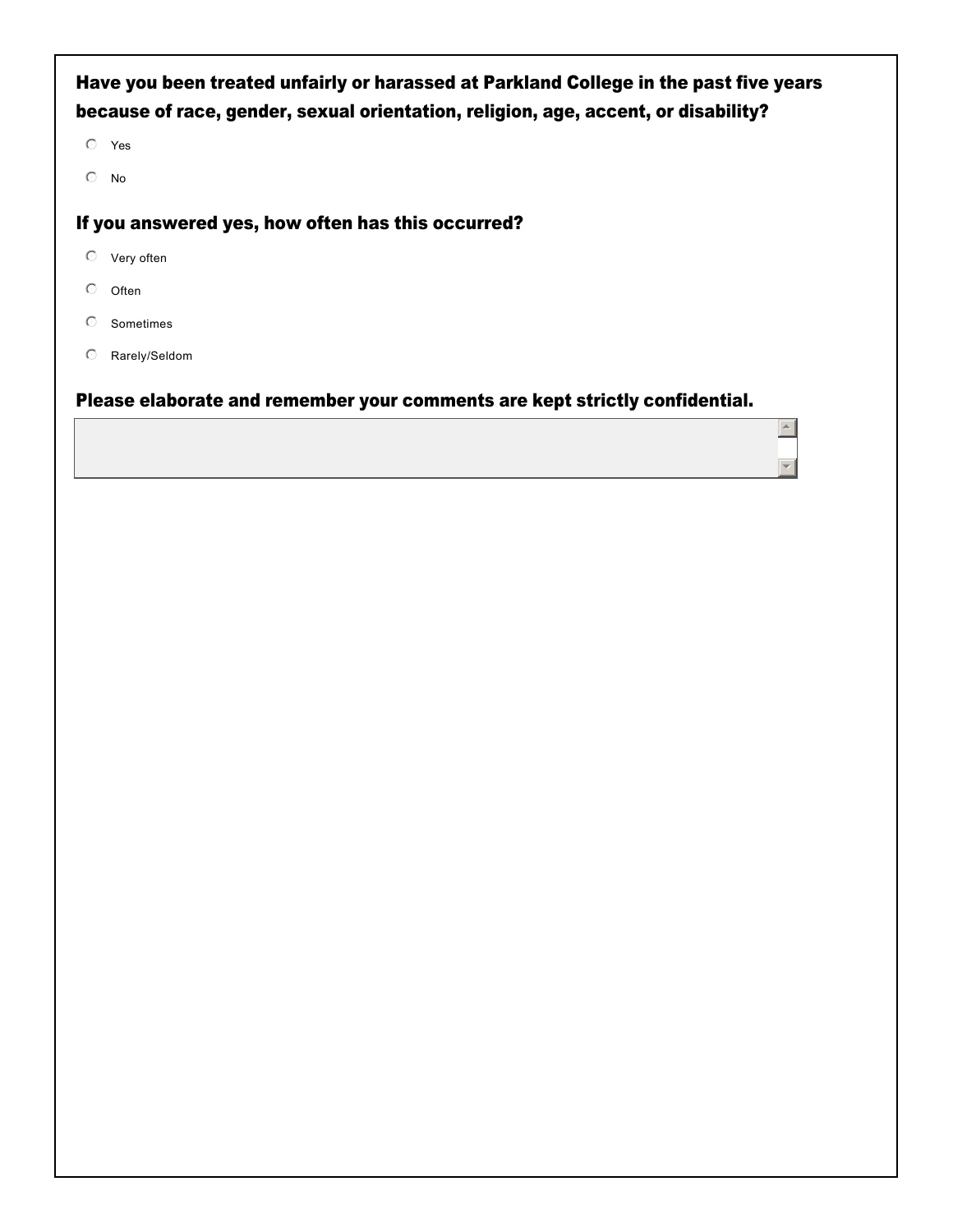### Have you been treated unfairly or harassed at Parkland College in the past five years because of race, gender, sexual orientation, religion, age, accent, or disability?

- ○ Yes
- ○ No

### If you answered yes, how often has this occurred?

- ○ Very often
- ○ Often
- ○ Sometimes
- ○ Rarely/Seldom

### Please elaborate and remember your comments are kept strictly confidential.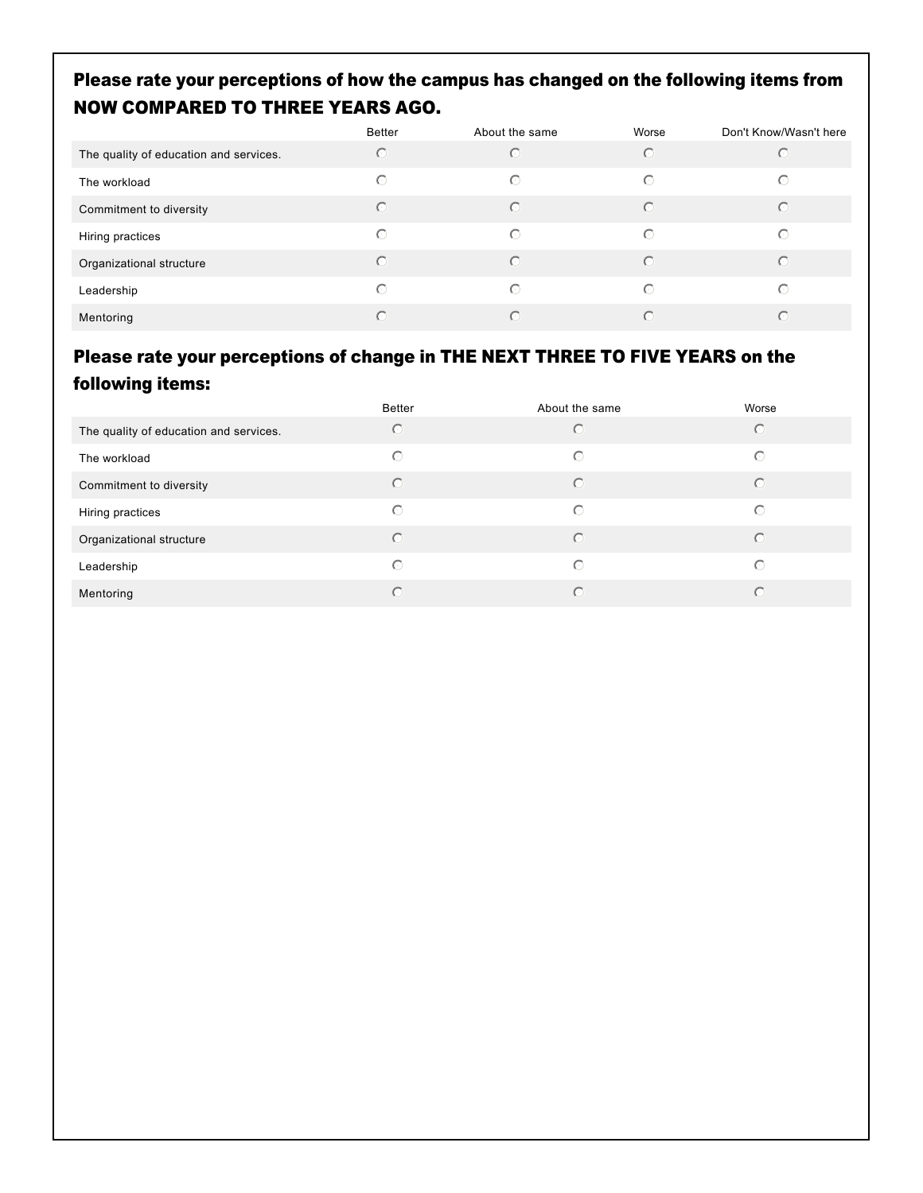## Please rate your perceptions of how the campus has changed on the following items from NOW COMPARED TO THREE YEARS AGO.

| | Better | About the same | Worse | Don't Know/Wasn't here |
|---|---|---|---|---|
| The quality of education and services. | ○ | ○ | ○ | ○ |
| The workload | ○ | ○ | ○ | ○ |
| Commitment to diversity | ○ | ○ | ○ | ○ |
| Hiring practices | ○ | ○ | ○ | ○ |
| Organizational structure | ○ | ○ | ○ | ○ |
| Leadership | ○ | ○ | ○ | ○ |
| Mentoring | ○ | ○ | ○ | ○ |

## Please rate your perceptions of change in THE NEXT THREE TO FIVE YEARS on the following items:

| | Better | About the same | Worse |
|---|---|---|---|
| The quality of education and services. | ○ | ○ | ○ |
| The workload | ○ | ○ | ○ |
| Commitment to diversity | ○ | ○ | ○ |
| Hiring practices | ○ | ○ | ○ |
| Organizational structure | ○ | ○ | ○ |
| Leadership | ○ | ○ | ○ |
| Mentoring | ○ | ○ | ○ |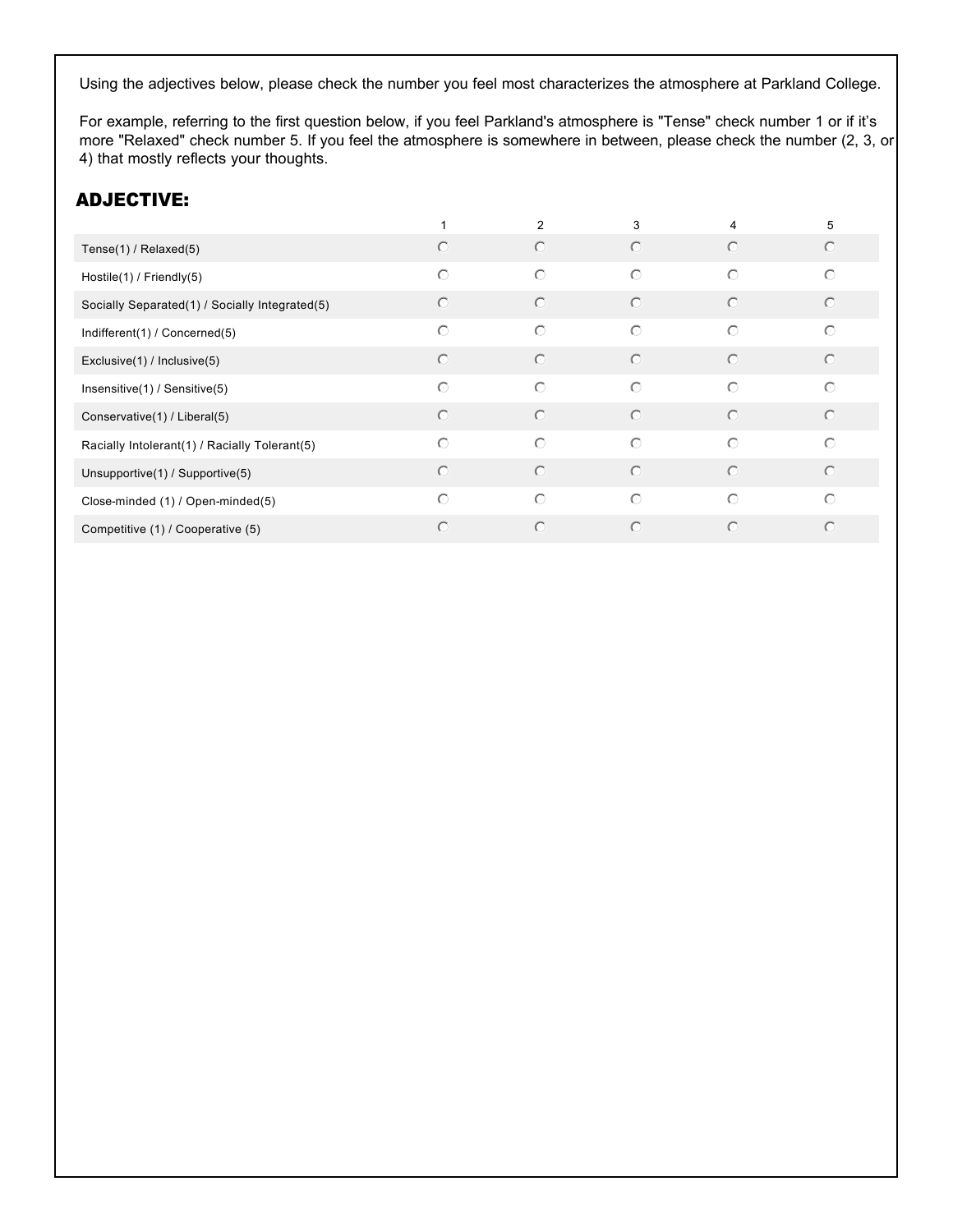Using the adjectives below, please check the number you feel most characterizes the atmosphere at Parkland College.

For example, referring to the first question below, if you feel Parkland's atmosphere is "Tense" check number 1 or if it's more "Relaxed" check number 5. If you feel the atmosphere is somewhere in between, please check the number (2, 3, or 4) that mostly reflects your thoughts.

## ADJECTIVE:

| | 1 | 2 | 3 | 4 | 5 |
|---|---|---|---|---|---|
| Tense(1) / Relaxed(5) | ○ | ○ | ○ | ○ | ○ |
| Hostile(1) / Friendly(5) | ○ | ○ | ○ | ○ | ○ |
| Socially Separated(1) / Socially Integrated(5) | ○ | ○ | ○ | ○ | ○ |
| Indifferent(1) / Concerned(5) | ○ | ○ | ○ | ○ | ○ |
| Exclusive(1) / Inclusive(5) | ○ | ○ | ○ | ○ | ○ |
| Insensitive(1) / Sensitive(5) | ○ | ○ | ○ | ○ | ○ |
| Conservative(1) / Liberal(5) | ○ | ○ | ○ | ○ | ○ |
| Racially Intolerant(1) / Racially Tolerant(5) | ○ | ○ | ○ | ○ | ○ |
| Unsupportive(1) / Supportive(5) | ○ | ○ | ○ | ○ | ○ |
| Close-minded (1) / Open-minded(5) | ○ | ○ | ○ | ○ | ○ |
| Competitive (1) / Cooperative (5) | ○ | ○ | ○ | ○ | ○ |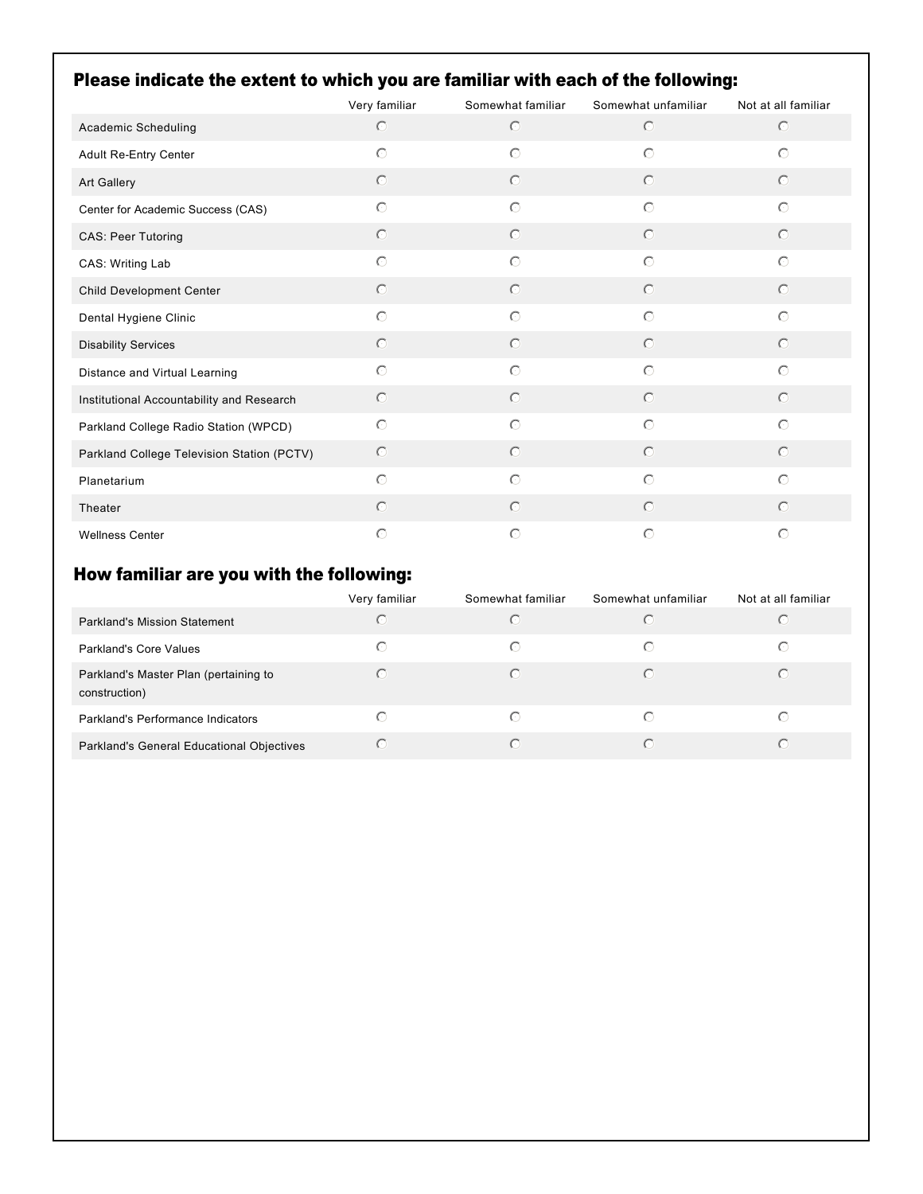## Please indicate the extent to which you are familiar with each of the following:

| | Very familiar | Somewhat familiar | Somewhat unfamiliar | Not at all familiar |
|---|---|---|---|---|
| Academic Scheduling | ○ | ○ | ○ | ○ |
| Adult Re-Entry Center | ○ | ○ | ○ | ○ |
| Art Gallery | ○ | ○ | ○ | ○ |
| Center for Academic Success (CAS) | ○ | ○ | ○ | ○ |
| CAS: Peer Tutoring | ○ | ○ | ○ | ○ |
| CAS: Writing Lab | ○ | ○ | ○ | ○ |
| Child Development Center | ○ | ○ | ○ | ○ |
| Dental Hygiene Clinic | ○ | ○ | ○ | ○ |
| Disability Services | ○ | ○ | ○ | ○ |
| Distance and Virtual Learning | ○ | ○ | ○ | ○ |
| Institutional Accountability and Research | ○ | ○ | ○ | ○ |
| Parkland College Radio Station (WPCD) | ○ | ○ | ○ | ○ |
| Parkland College Television Station (PCTV) | ○ | ○ | ○ | ○ |
| Planetarium | ○ | ○ | ○ | ○ |
| Theater | ○ | ○ | ○ | ○ |
| Wellness Center | ○ | ○ | ○ | ○ |

## How familiar are you with the following:

| | Very familiar | Somewhat familiar | Somewhat unfamiliar | Not at all familiar |
|---|---|---|---|---|
| Parkland's Mission Statement | ○ | ○ | ○ | ○ |
| Parkland's Core Values | ○ | ○ | ○ | ○ |
| Parkland's Master Plan (pertaining to construction) | ○ | ○ | ○ | ○ |
| Parkland's Performance Indicators | ○ | ○ | ○ | ○ |
| Parkland's General Educational Objectives | ○ | ○ | ○ | ○ |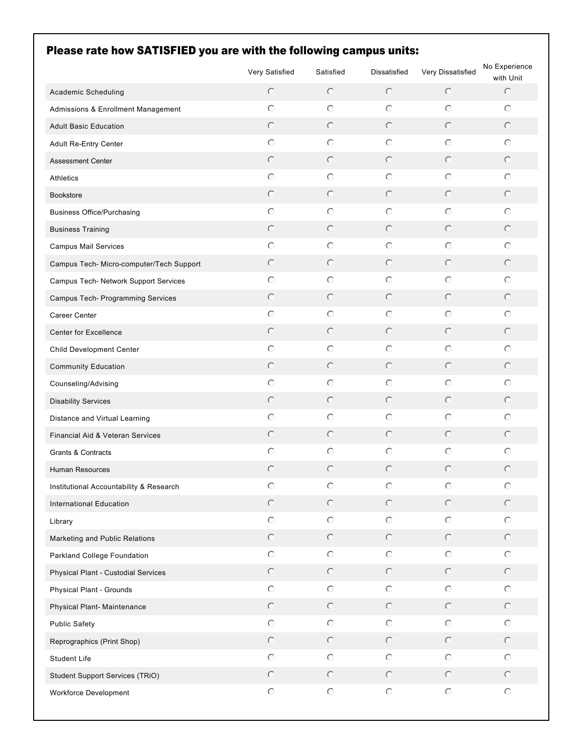## Please rate how SATISFIED you are with the following campus units:

| | Very Satisfied | Satisfied | Dissatisfied | Very Dissatisfied | No Experience with Unit |
|---|---|---|---|---|---|
| Academic Scheduling | ○ | ○ | ○ | ○ | ○ |
| Admissions & Enrollment Management | ○ | ○ | ○ | ○ | ○ |
| Adult Basic Education | ○ | ○ | ○ | ○ | ○ |
| Adult Re-Entry Center | ○ | ○ | ○ | ○ | ○ |
| Assessment Center | ○ | ○ | ○ | ○ | ○ |
| Athletics | ○ | ○ | ○ | ○ | ○ |
| Bookstore | ○ | ○ | ○ | ○ | ○ |
| Business Office/Purchasing | ○ | ○ | ○ | ○ | ○ |
| Business Training | ○ | ○ | ○ | ○ | ○ |
| Campus Mail Services | ○ | ○ | ○ | ○ | ○ |
| Campus Tech- Micro-computer/Tech Support | ○ | ○ | ○ | ○ | ○ |
| Campus Tech- Network Support Services | ○ | ○ | ○ | ○ | ○ |
| Campus Tech- Programming Services | ○ | ○ | ○ | ○ | ○ |
| Career Center | ○ | ○ | ○ | ○ | ○ |
| Center for Excellence | ○ | ○ | ○ | ○ | ○ |
| Child Development Center | ○ | ○ | ○ | ○ | ○ |
| Community Education | ○ | ○ | ○ | ○ | ○ |
| Counseling/Advising | ○ | ○ | ○ | ○ | ○ |
| Disability Services | ○ | ○ | ○ | ○ | ○ |
| Distance and Virtual Learning | ○ | ○ | ○ | ○ | ○ |
| Financial Aid & Veteran Services | ○ | ○ | ○ | ○ | ○ |
| Grants & Contracts | ○ | ○ | ○ | ○ | ○ |
| Human Resources | ○ | ○ | ○ | ○ | ○ |
| Institutional Accountability & Research | ○ | ○ | ○ | ○ | ○ |
| International Education | ○ | ○ | ○ | ○ | ○ |
| Library | ○ | ○ | ○ | ○ | ○ |
| Marketing and Public Relations | ○ | ○ | ○ | ○ | ○ |
| Parkland College Foundation | ○ | ○ | ○ | ○ | ○ |
| Physical Plant - Custodial Services | ○ | ○ | ○ | ○ | ○ |
| Physical Plant - Grounds | ○ | ○ | ○ | ○ | ○ |
| Physical Plant- Maintenance | ○ | ○ | ○ | ○ | ○ |
| Public Safety | ○ | ○ | ○ | ○ | ○ |
| Reprographics (Print Shop) | ○ | ○ | ○ | ○ | ○ |
| Student Life | ○ | ○ | ○ | ○ | ○ |
| Student Support Services (TRiO) | ○ | ○ | ○ | ○ | ○ |
| Workforce Development | ○ | ○ | ○ | ○ | ○ |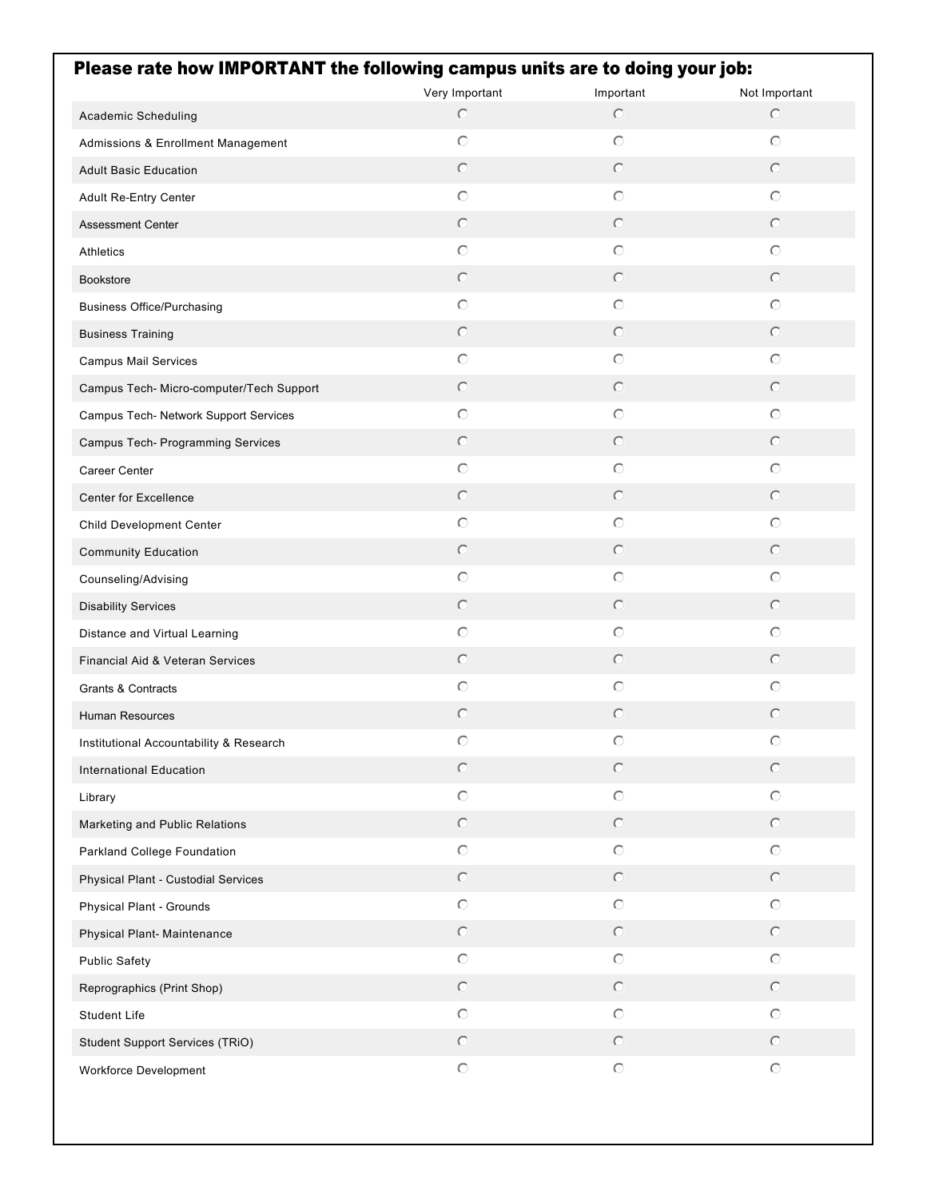## Please rate how IMPORTANT the following campus units are to doing your job:

| | Very Important | Important | Not Important |
|---|---|---|---|
| Academic Scheduling | ○ | ○ | ○ |
| Admissions & Enrollment Management | ○ | ○ | ○ |
| Adult Basic Education | ○ | ○ | ○ |
| Adult Re-Entry Center | ○ | ○ | ○ |
| Assessment Center | ○ | ○ | ○ |
| Athletics | ○ | ○ | ○ |
| Bookstore | ○ | ○ | ○ |
| Business Office/Purchasing | ○ | ○ | ○ |
| Business Training | ○ | ○ | ○ |
| Campus Mail Services | ○ | ○ | ○ |
| Campus Tech- Micro-computer/Tech Support | ○ | ○ | ○ |
| Campus Tech- Network Support Services | ○ | ○ | ○ |
| Campus Tech- Programming Services | ○ | ○ | ○ |
| Career Center | ○ | ○ | ○ |
| Center for Excellence | ○ | ○ | ○ |
| Child Development Center | ○ | ○ | ○ |
| Community Education | ○ | ○ | ○ |
| Counseling/Advising | ○ | ○ | ○ |
| Disability Services | ○ | ○ | ○ |
| Distance and Virtual Learning | ○ | ○ | ○ |
| Financial Aid & Veteran Services | ○ | ○ | ○ |
| Grants & Contracts | ○ | ○ | ○ |
| Human Resources | ○ | ○ | ○ |
| Institutional Accountability & Research | ○ | ○ | ○ |
| International Education | ○ | ○ | ○ |
| Library | ○ | ○ | ○ |
| Marketing and Public Relations | ○ | ○ | ○ |
| Parkland College Foundation | ○ | ○ | ○ |
| Physical Plant - Custodial Services | ○ | ○ | ○ |
| Physical Plant - Grounds | ○ | ○ | ○ |
| Physical Plant- Maintenance | ○ | ○ | ○ |
| Public Safety | ○ | ○ | ○ |
| Reprographics (Print Shop) | ○ | ○ | ○ |
| Student Life | ○ | ○ | ○ |
| Student Support Services (TRiO) | ○ | ○ | ○ |
| Workforce Development | ○ | ○ | ○ |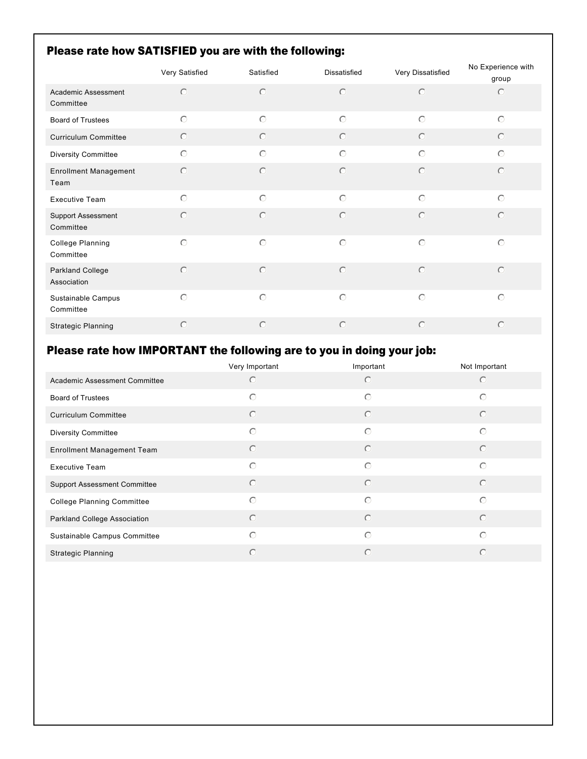## Please rate how SATISFIED you are with the following:

| | Very Satisfied | Satisfied | Dissatisfied | Very Dissatisfied | No Experience with group |
|---|---|---|---|---|---|
| Academic Assessment Committee | ○ | ○ | ○ | ○ | ○ |
| Board of Trustees | ○ | ○ | ○ | ○ | ○ |
| Curriculum Committee | ○ | ○ | ○ | ○ | ○ |
| Diversity Committee | ○ | ○ | ○ | ○ | ○ |
| Enrollment Management Team | ○ | ○ | ○ | ○ | ○ |
| Executive Team | ○ | ○ | ○ | ○ | ○ |
| Support Assessment Committee | ○ | ○ | ○ | ○ | ○ |
| College Planning Committee | ○ | ○ | ○ | ○ | ○ |
| Parkland College Association | ○ | ○ | ○ | ○ | ○ |
| Sustainable Campus Committee | ○ | ○ | ○ | ○ | ○ |
| Strategic Planning | ○ | ○ | ○ | ○ | ○ |

## Please rate how IMPORTANT the following are to you in doing your job:

| | Very Important | Important | Not Important |
|---|---|---|---|
| Academic Assessment Committee | ○ | ○ | ○ |
| Board of Trustees | ○ | ○ | ○ |
| Curriculum Committee | ○ | ○ | ○ |
| Diversity Committee | ○ | ○ | ○ |
| Enrollment Management Team | ○ | ○ | ○ |
| Executive Team | ○ | ○ | ○ |
| Support Assessment Committee | ○ | ○ | ○ |
| College Planning Committee | ○ | ○ | ○ |
| Parkland College Association | ○ | ○ | ○ |
| Sustainable Campus Committee | ○ | ○ | ○ |
| Strategic Planning | ○ | ○ | ○ |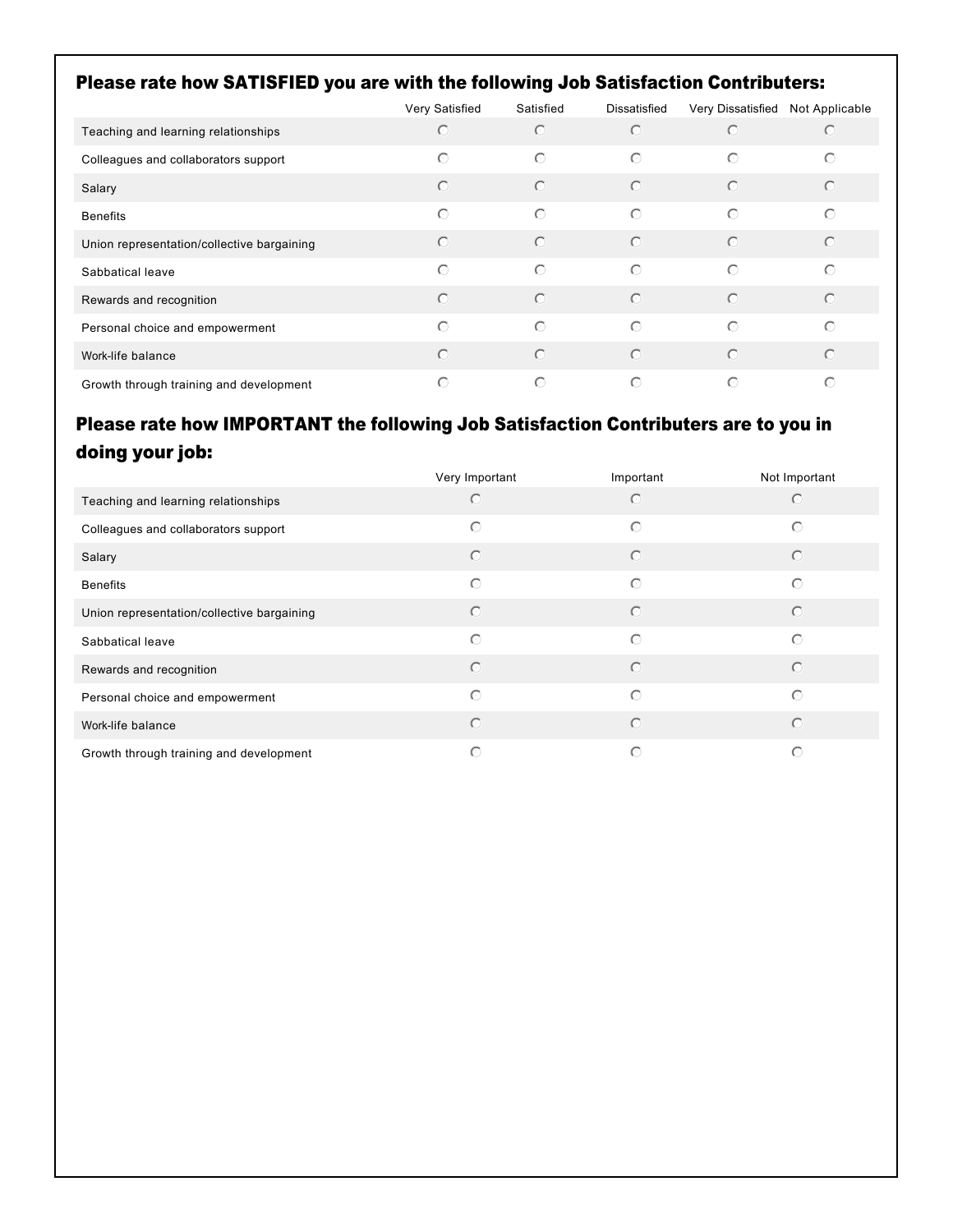### Please rate how SATISFIED you are with the following Job Satisfaction Contributers:

| | Very Satisfied | Satisfied | Dissatisfied | Very Dissatisfied | Not Applicable |
|---|---|---|---|---|---|
| Teaching and learning relationships | ○ | ○ | ○ | ○ | ○ |
| Colleagues and collaborators support | ○ | ○ | ○ | ○ | ○ |
| Salary | ○ | ○ | ○ | ○ | ○ |
| Benefits | ○ | ○ | ○ | ○ | ○ |
| Union representation/collective bargaining | ○ | ○ | ○ | ○ | ○ |
| Sabbatical leave | ○ | ○ | ○ | ○ | ○ |
| Rewards and recognition | ○ | ○ | ○ | ○ | ○ |
| Personal choice and empowerment | ○ | ○ | ○ | ○ | ○ |
| Work-life balance | ○ | ○ | ○ | ○ | ○ |
| Growth through training and development | ○ | ○ | ○ | ○ | ○ |

### Please rate how IMPORTANT the following Job Satisfaction Contributers are to you in doing your job:

| | Very Important | Important | Not Important |
|---|---|---|---|
| Teaching and learning relationships | ○ | ○ | ○ |
| Colleagues and collaborators support | ○ | ○ | ○ |
| Salary | ○ | ○ | ○ |
| Benefits | ○ | ○ | ○ |
| Union representation/collective bargaining | ○ | ○ | ○ |
| Sabbatical leave | ○ | ○ | ○ |
| Rewards and recognition | ○ | ○ | ○ |
| Personal choice and empowerment | ○ | ○ | ○ |
| Work-life balance | ○ | ○ | ○ |
| Growth through training and development | ○ | ○ | ○ |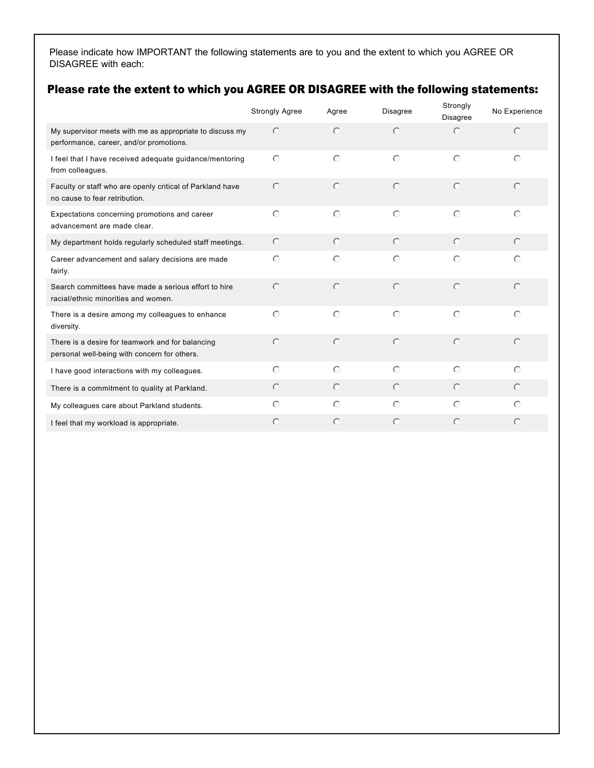Please indicate how IMPORTANT the following statements are to you and the extent to which you AGREE OR DISAGREE with each:

## Please rate the extent to which you AGREE OR DISAGREE with the following statements:

| | Strongly Agree | Agree | Disagree | Strongly Disagree | No Experience |
|---|---|---|---|---|---|
| My supervisor meets with me as appropriate to discuss my performance, career, and/or promotions. | ○ | ○ | ○ | ○ | ○ |
| I feel that I have received adequate guidance/mentoring from colleagues. | ○ | ○ | ○ | ○ | ○ |
| Faculty or staff who are openly critical of Parkland have no cause to fear retribution. | ○ | ○ | ○ | ○ | ○ |
| Expectations concerning promotions and career advancement are made clear. | ○ | ○ | ○ | ○ | ○ |
| My department holds regularly scheduled staff meetings. | ○ | ○ | ○ | ○ | ○ |
| Career advancement and salary decisions are made fairly. | ○ | ○ | ○ | ○ | ○ |
| Search committees have made a serious effort to hire racial/ethnic minorities and women. | ○ | ○ | ○ | ○ | ○ |
| There is a desire among my colleagues to enhance diversity. | ○ | ○ | ○ | ○ | ○ |
| There is a desire for teamwork and for balancing personal well-being with concern for others. | ○ | ○ | ○ | ○ | ○ |
| I have good interactions with my colleagues. | ○ | ○ | ○ | ○ | ○ |
| There is a commitment to quality at Parkland. | ○ | ○ | ○ | ○ | ○ |
| My colleagues care about Parkland students. | ○ | ○ | ○ | ○ | ○ |
| I feel that my workload is appropriate. | ○ | ○ | ○ | ○ | ○ |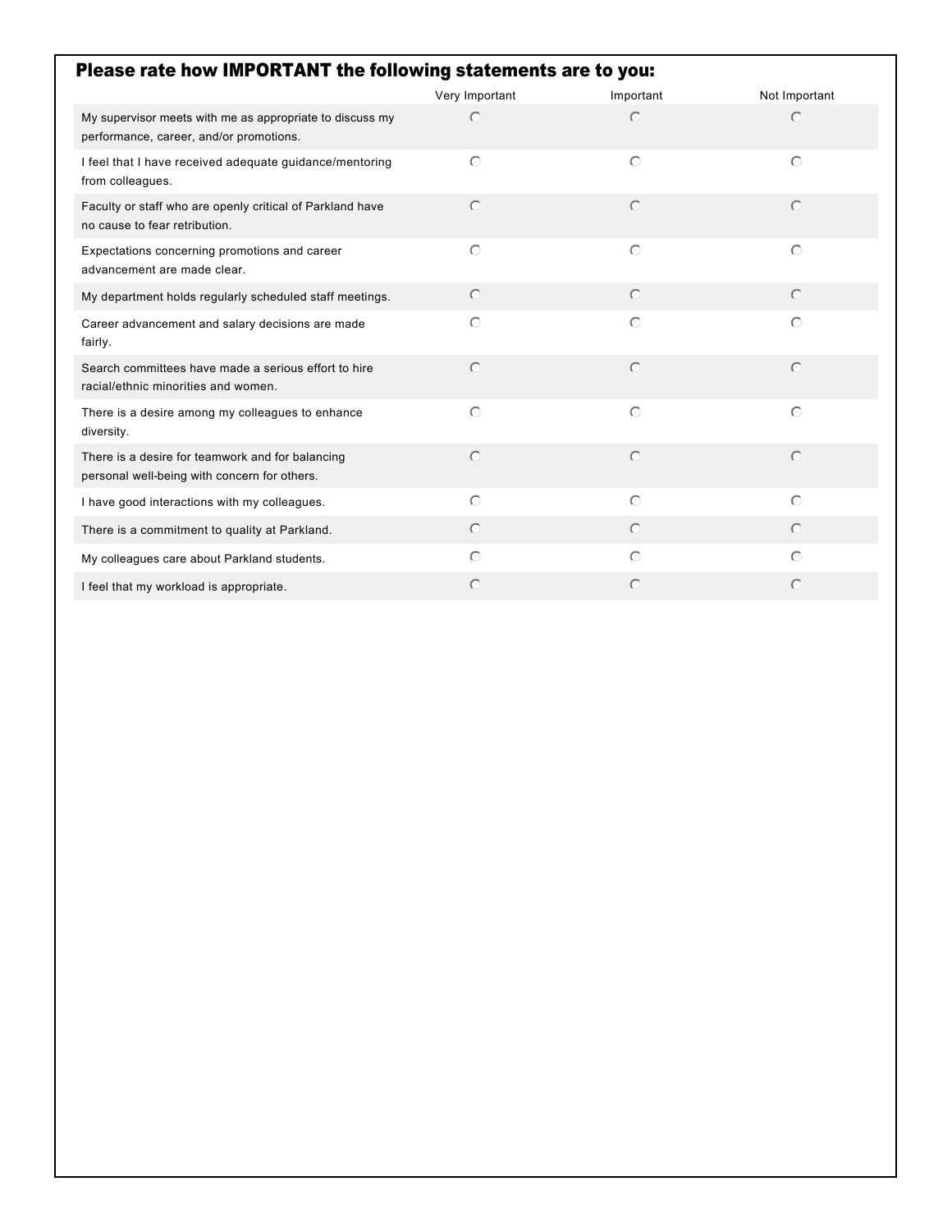## Please rate how IMPORTANT the following statements are to you:

| | Very Important | Important | Not Important |
|---|---|---|---|
| My supervisor meets with me as appropriate to discuss my performance, career, and/or promotions. | ○ | ○ | ○ |
| I feel that I have received adequate guidance/mentoring from colleagues. | ○ | ○ | ○ |
| Faculty or staff who are openly critical of Parkland have no cause to fear retribution. | ○ | ○ | ○ |
| Expectations concerning promotions and career advancement are made clear. | ○ | ○ | ○ |
| My department holds regularly scheduled staff meetings. | ○ | ○ | ○ |
| Career advancement and salary decisions are made fairly. | ○ | ○ | ○ |
| Search committees have made a serious effort to hire racial/ethnic minorities and women. | ○ | ○ | ○ |
| There is a desire among my colleagues to enhance diversity. | ○ | ○ | ○ |
| There is a desire for teamwork and for balancing personal well-being with concern for others. | ○ | ○ | ○ |
| I have good interactions with my colleagues. | ○ | ○ | ○ |
| There is a commitment to quality at Parkland. | ○ | ○ | ○ |
| My colleagues care about Parkland students. | ○ | ○ | ○ |
| I feel that my workload is appropriate. | ○ | ○ | ○ |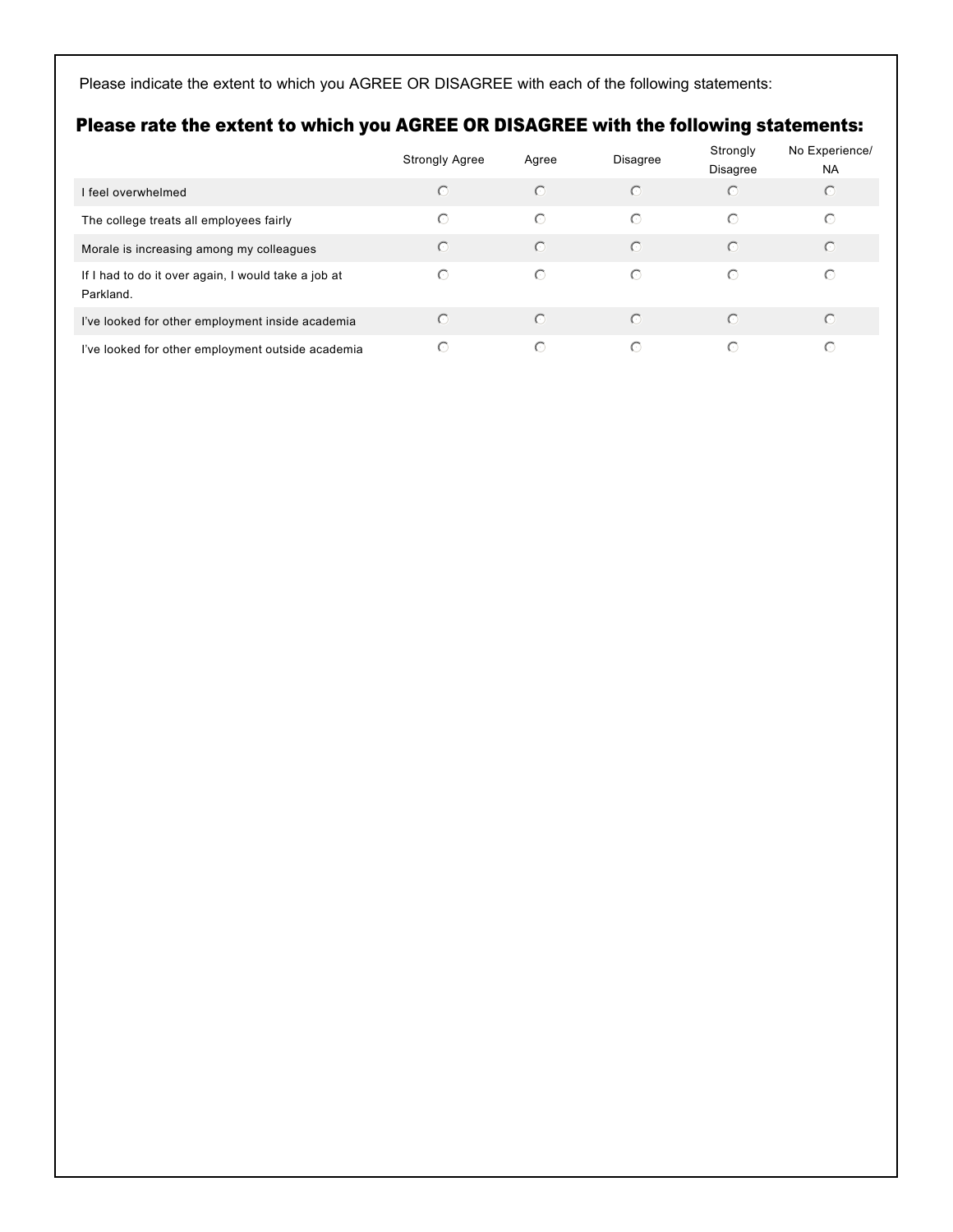Please indicate the extent to which you AGREE OR DISAGREE with each of the following statements:

## Please rate the extent to which you AGREE OR DISAGREE with the following statements:

| | Strongly Agree | Agree | Disagree | Strongly Disagree | No Experience/ NA |
|---|---|---|---|---|---|
| I feel overwhelmed | ○ | ○ | ○ | ○ | ○ |
| The college treats all employees fairly | ○ | ○ | ○ | ○ | ○ |
| Morale is increasing among my colleagues | ○ | ○ | ○ | ○ | ○ |
| If I had to do it over again, I would take a job at Parkland. | ○ | ○ | ○ | ○ | ○ |
| I've looked for other employment inside academia | ○ | ○ | ○ | ○ | ○ |
| I've looked for other employment outside academia | ○ | ○ | ○ | ○ | ○ |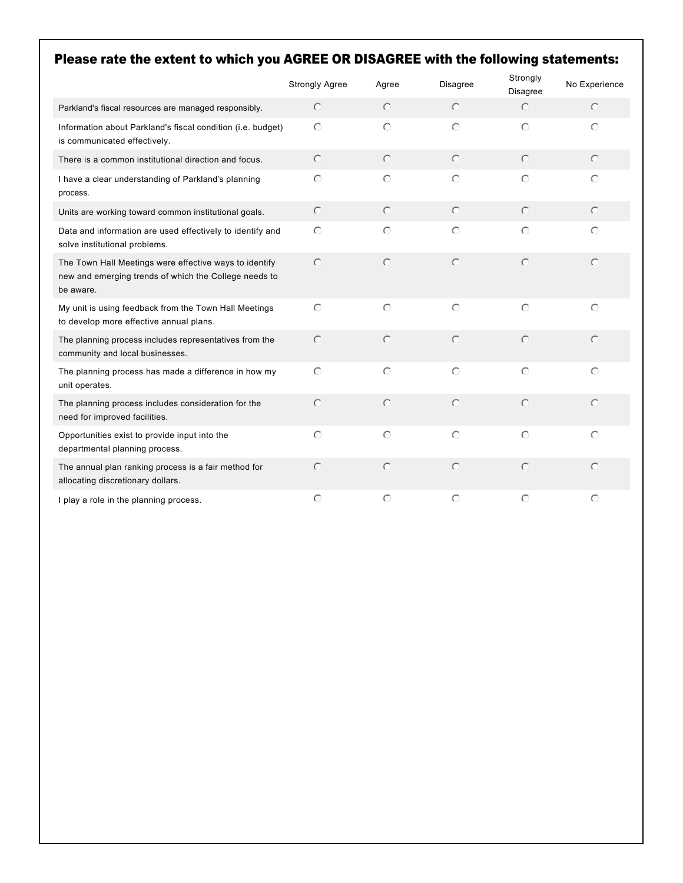## Please rate the extent to which you AGREE OR DISAGREE with the following statements:

| | Strongly Agree | Agree | Disagree | Strongly Disagree | No Experience |
|---|---|---|---|---|---|
| Parkland's fiscal resources are managed responsibly. | ○ | ○ | ○ | ○ | ○ |
| Information about Parkland's fiscal condition (i.e. budget) is communicated effectively. | ○ | ○ | ○ | ○ | ○ |
| There is a common institutional direction and focus. | ○ | ○ | ○ | ○ | ○ |
| I have a clear understanding of Parkland's planning process. | ○ | ○ | ○ | ○ | ○ |
| Units are working toward common institutional goals. | ○ | ○ | ○ | ○ | ○ |
| Data and information are used effectively to identify and solve institutional problems. | ○ | ○ | ○ | ○ | ○ |
| The Town Hall Meetings were effective ways to identify new and emerging trends of which the College needs to be aware. | ○ | ○ | ○ | ○ | ○ |
| My unit is using feedback from the Town Hall Meetings to develop more effective annual plans. | ○ | ○ | ○ | ○ | ○ |
| The planning process includes representatives from the community and local businesses. | ○ | ○ | ○ | ○ | ○ |
| The planning process has made a difference in how my unit operates. | ○ | ○ | ○ | ○ | ○ |
| The planning process includes consideration for the need for improved facilities. | ○ | ○ | ○ | ○ | ○ |
| Opportunities exist to provide input into the departmental planning process. | ○ | ○ | ○ | ○ | ○ |
| The annual plan ranking process is a fair method for allocating discretionary dollars. | ○ | ○ | ○ | ○ | ○ |
| I play a role in the planning process. | ○ | ○ | ○ | ○ | ○ |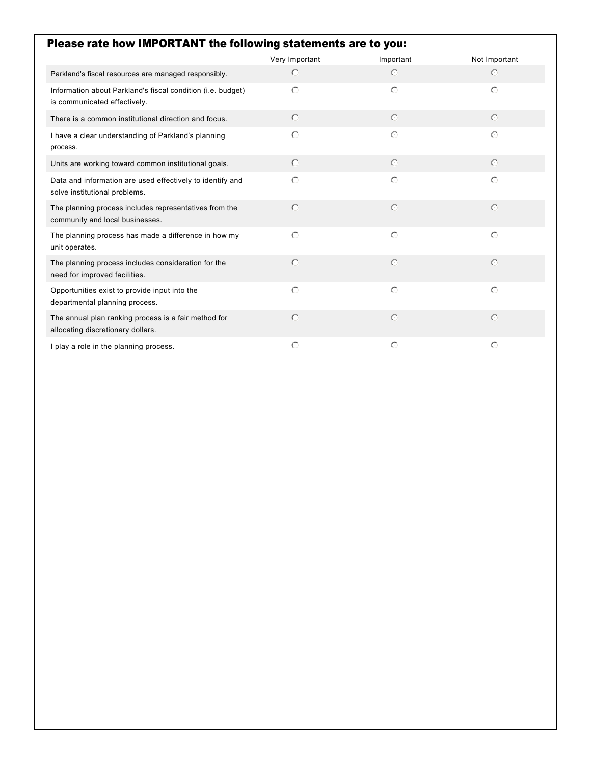## Please rate how IMPORTANT the following statements are to you:

| | Very Important | Important | Not Important |
|---|---|---|---|
| Parkland's fiscal resources are managed responsibly. | ○ | ○ | ○ |
| Information about Parkland's fiscal condition (i.e. budget) is communicated effectively. | ○ | ○ | ○ |
| There is a common institutional direction and focus. | ○ | ○ | ○ |
| I have a clear understanding of Parkland's planning process. | ○ | ○ | ○ |
| Units are working toward common institutional goals. | ○ | ○ | ○ |
| Data and information are used effectively to identify and solve institutional problems. | ○ | ○ | ○ |
| The planning process includes representatives from the community and local businesses. | ○ | ○ | ○ |
| The planning process has made a difference in how my unit operates. | ○ | ○ | ○ |
| The planning process includes consideration for the need for improved facilities. | ○ | ○ | ○ |
| Opportunities exist to provide input into the departmental planning process. | ○ | ○ | ○ |
| The annual plan ranking process is a fair method for allocating discretionary dollars. | ○ | ○ | ○ |
| I play a role in the planning process. | ○ | ○ | ○ |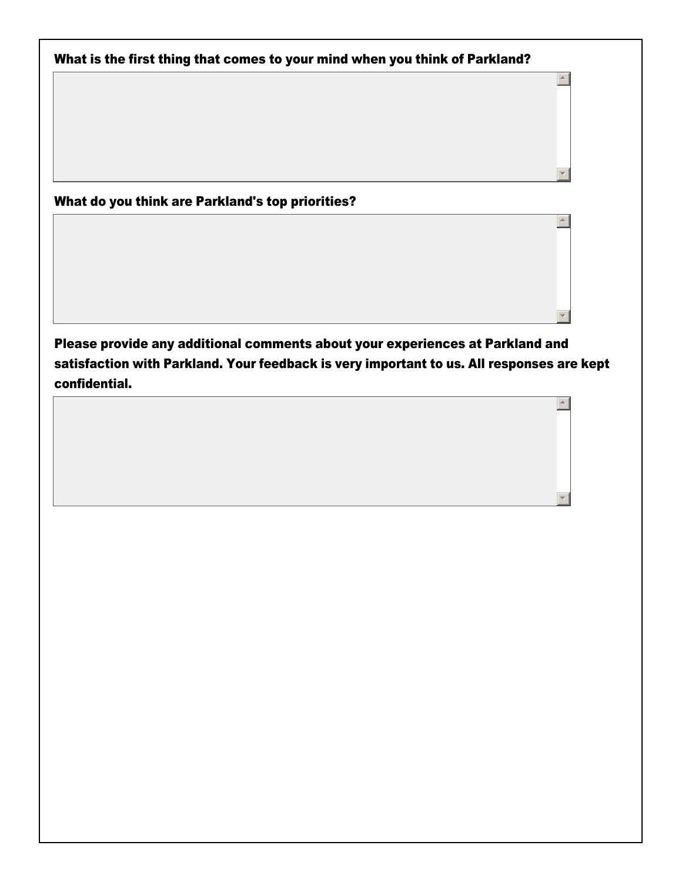**What is the first thing that comes to your mind when you think of Parkland?**

**What do you think are Parkland's top priorities?**

**Please provide any additional comments about your experiences at Parkland and satisfaction with Parkland. Your feedback is very important to us. All responses are kept confidential.**